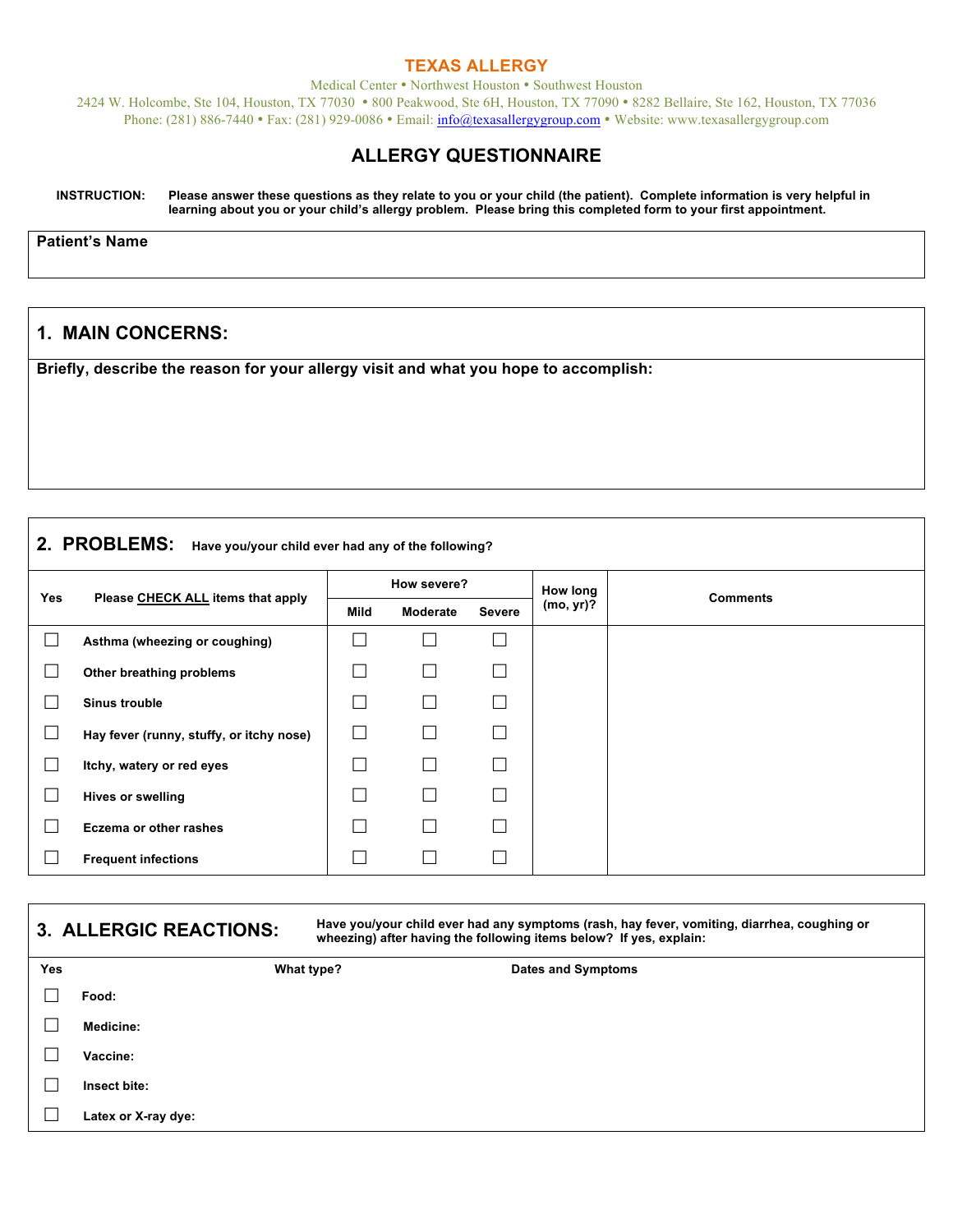# TEXAS ALLERGY

Medical Center • Northwest Houston • Southwest Houston

2424 W. Holcombe, Ste 104, Houston, TX 77030 • 800 Peakwood, Ste 6H, Houston, TX 77090 • 8282 Bellaire, Ste 162, Houston, TX 77036

Phone: (281) 886-7440 • Fax: (281) 929-0086 • Email: info@texasallergygroup.com • Website: www.texasallergygroup.com

## ALLERGY QUESTIONNAIRE

**INSTRUCTION:** **Please answer these questions as they relate to you or your child (the patient). Complete information is very helpful in learning about you or your child's allergy problem. Please bring this completed form to your first appointment.**

**Patient's Name**

## 1. MAIN CONCERNS:

**Briefly, describe the reason for your allergy visit and what you hope to accomplish:**

## 2. PROBLEMS: Have you/your child ever had any of the following?

| Yes | Please CHECK ALL items that apply | How severe? | | | How long (mo, yr)? | Comments |
|---|---|---|---|---|---|---|
| | | Mild | Moderate | Severe | | |
| ☐ | Asthma (wheezing or coughing) | ☐ | ☐ | ☐ | | |
| ☐ | Other breathing problems | ☐ | ☐ | ☐ | | |
| ☐ | Sinus trouble | ☐ | ☐ | ☐ | | |
| ☐ | Hay fever (runny, stuffy, or itchy nose) | ☐ | ☐ | ☐ | | |
| ☐ | Itchy, watery or red eyes | ☐ | ☐ | ☐ | | |
| ☐ | Hives or swelling | ☐ | ☐ | ☐ | | |
| ☐ | Eczema or other rashes | ☐ | ☐ | ☐ | | |
| ☐ | Frequent infections | ☐ | ☐ | ☐ | | |

## 3. ALLERGIC REACTIONS:

**Have you/your child ever had any symptoms (rash, hay fever, vomiting, diarrhea, coughing or wheezing) after having the following items below? If yes, explain:**

| Yes | | What type? | Dates and Symptoms |
|---|---|---|---|
| ☐ | Food: | | |
| ☐ | Medicine: | | |
| ☐ | Vaccine: | | |
| ☐ | Insect bite: | | |
| ☐ | Latex or X-ray dye: | | |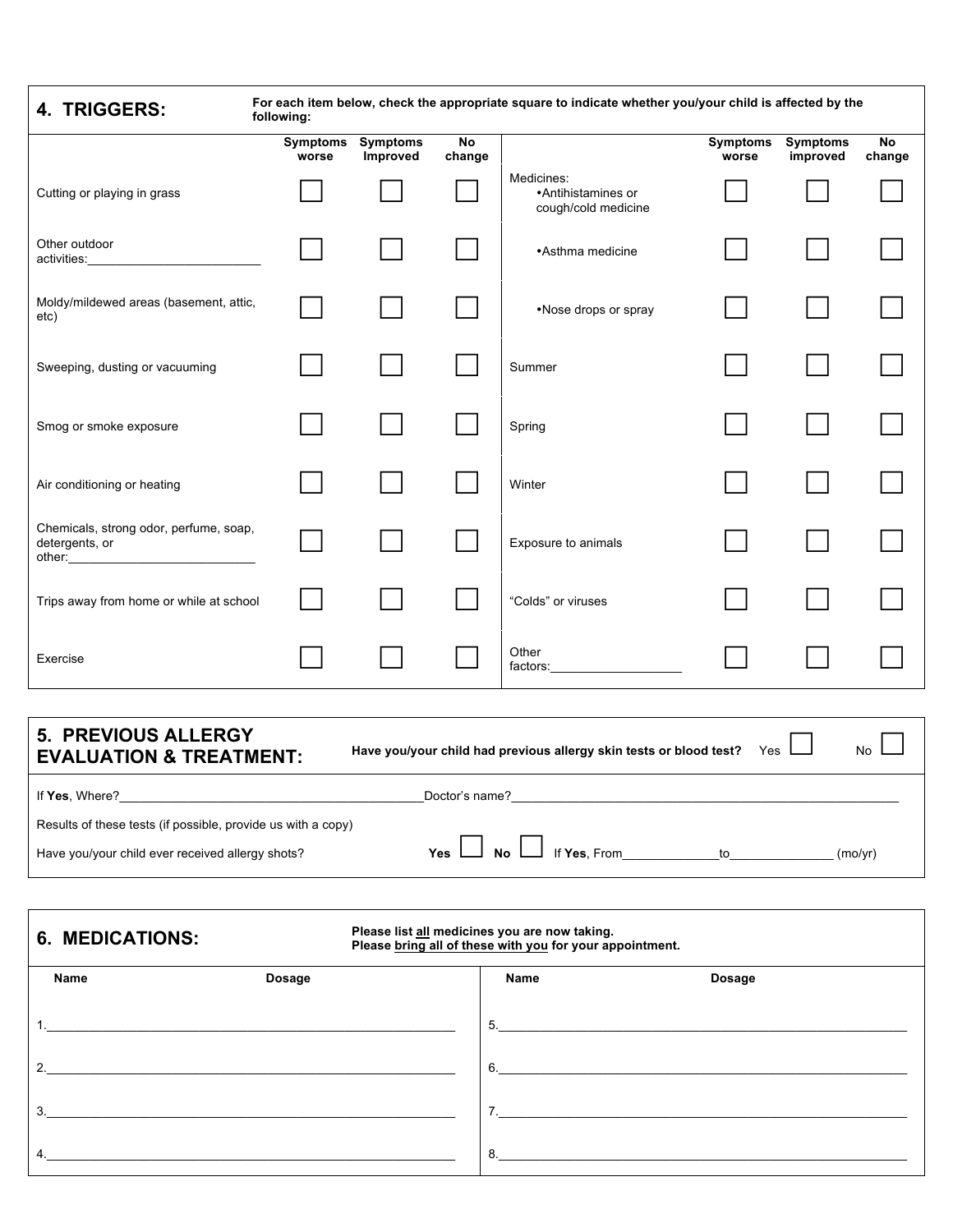## 4. TRIGGERS:

**For each item below, check the appropriate square to indicate whether you/your child is affected by the following:**

| | Symptoms worse | Symptoms Improved | No change | | Symptoms worse | Symptoms improved | No change |
|---|---|---|---|---|---|---|---|
| Cutting or playing in grass | ☐ | ☐ | ☐ | Medicines: •Antihistamines or cough/cold medicine | ☐ | ☐ | ☐ |
| Other outdoor activities:________________________ | ☐ | ☐ | ☐ | •Asthma medicine | ☐ | ☐ | ☐ |
| Moldy/mildewed areas (basement, attic, etc) | ☐ | ☐ | ☐ | •Nose drops or spray | ☐ | ☐ | ☐ |
| Sweeping, dusting or vacuuming | ☐ | ☐ | ☐ | Summer | ☐ | ☐ | ☐ |
| Smog or smoke exposure | ☐ | ☐ | ☐ | Spring | ☐ | ☐ | ☐ |
| Air conditioning or heating | ☐ | ☐ | ☐ | Winter | ☐ | ☐ | ☐ |
| Chemicals, strong odor, perfume, soap, detergents, or other:__________________________ | ☐ | ☐ | ☐ | Exposure to animals | ☐ | ☐ | ☐ |
| Trips away from home or while at school | ☐ | ☐ | ☐ | "Colds" or viruses | ☐ | ☐ | ☐ |
| Exercise | ☐ | ☐ | ☐ | Other factors:__________________ | ☐ | ☐ | ☐ |

## 5. PREVIOUS ALLERGY EVALUATION & TREATMENT:

**Have you/your child had previous allergy skin tests or blood test?** Yes ☐ No ☐

If **Yes**, Where?__________________________________________ Doctor's name?__________________________________________

Results of these tests (if possible, provide us with a copy)

Have you/your child ever received allergy shots? **Yes** ☐ **No** ☐ If **Yes**, From_____________to______________ (mo/yr)

## 6. MEDICATIONS:

**Please list all medicines you are now taking.**
**Please bring all of these with you for your appointment.**

| Name | Dosage | Name | Dosage |
|---|---|---|---|
| 1.______________________ | | 5.______________________ | |
| 2.______________________ | | 6.______________________ | |
| 3.______________________ | | 7.______________________ | |
| 4.______________________ | | 8.______________________ | |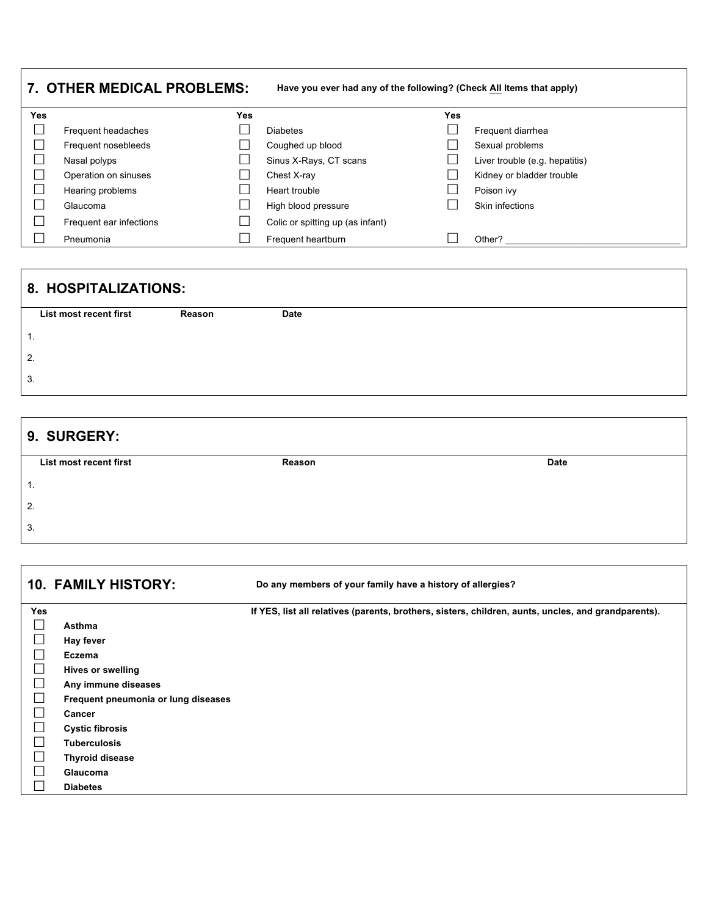## 7. OTHER MEDICAL PROBLEMS:

**Have you ever had any of the following? (Check All Items that apply)**

| Yes | | Yes | | Yes | |
|---|---|---|---|---|---|
| ☐ | Frequent headaches | ☐ | Diabetes | ☐ | Frequent diarrhea |
| ☐ | Frequent nosebleeds | ☐ | Coughed up blood | ☐ | Sexual problems |
| ☐ | Nasal polyps | ☐ | Sinus X-Rays, CT scans | ☐ | Liver trouble (e.g. hepatitis) |
| ☐ | Operation on sinuses | ☐ | Chest X-ray | ☐ | Kidney or bladder trouble |
| ☐ | Hearing problems | ☐ | Heart trouble | ☐ | Poison ivy |
| ☐ | Glaucoma | ☐ | High blood pressure | ☐ | Skin infections |
| ☐ | Frequent ear infections | ☐ | Colic or spitting up (as infant) | | |
| ☐ | Pneumonia | ☐ | Frequent heartburn | ☐ | Other? ________________ |

## 8. HOSPITALIZATIONS:

| List most recent first | Reason | Date |
|---|---|---|
| 1. | | |
| 2. | | |
| 3. | | |

## 9. SURGERY:

| List most recent first | Reason | Date |
|---|---|---|
| 1. | | |
| 2. | | |
| 3. | | |

## 10. FAMILY HISTORY:

**Do any members of your family have a history of allergies?**

| Yes | | If YES, list all relatives (parents, brothers, sisters, children, aunts, uncles, and grandparents). |
|---|---|---|
| ☐ | **Asthma** | |
| ☐ | **Hay fever** | |
| ☐ | **Eczema** | |
| ☐ | **Hives or swelling** | |
| ☐ | **Any immune diseases** | |
| ☐ | **Frequent pneumonia or lung diseases** | |
| ☐ | **Cancer** | |
| ☐ | **Cystic fibrosis** | |
| ☐ | **Tuberculosis** | |
| ☐ | **Thyroid disease** | |
| ☐ | **Glaucoma** | |
| ☐ | **Diabetes** | |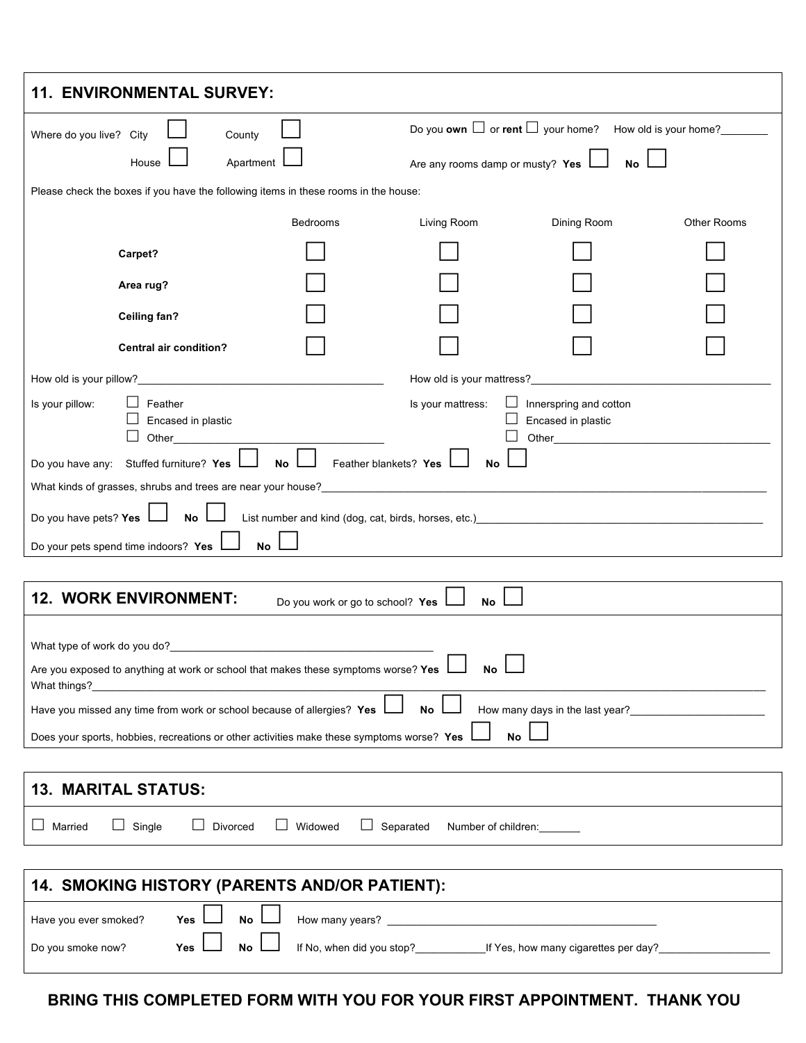## 11. ENVIRONMENTAL SURVEY:

Where do you live? City ☐ County ☐
House ☐ Apartment ☐

Do you **own** ☐ or **rent** ☐ your home? How old is your home?________

Are any rooms damp or musty? **Yes** ☐ **No** ☐

Please check the boxes if you have the following items in these rooms in the house:

| | Bedrooms | Living Room | Dining Room | Other Rooms |
|---|---|---|---|---|
| **Carpet?** | ☐ | ☐ | ☐ | ☐ |
| **Area rug?** | ☐ | ☐ | ☐ | ☐ |
| **Ceiling fan?** | ☐ | ☐ | ☐ | ☐ |
| **Central air condition?** | ☐ | ☐ | ☐ | ☐ |

How old is your pillow?__________________________________________

How old is your mattress?__________________________________________

Is your pillow:
- ☐ Feather
- ☐ Encased in plastic
- ☐ Other__________________________________

Is your mattress:
- ☐ Innerspring and cotton
- ☐ Encased in plastic
- ☐ Other__________________________________

Do you have any: Stuffed furniture? **Yes** ☐ **No** ☐ Feather blankets? **Yes** ☐ **No** ☐

What kinds of grasses, shrubs and trees are near your house?__________________________________________

Do you have pets? **Yes** ☐ **No** ☐ List number and kind (dog, cat, birds, horses, etc.)__________________________________________

Do your pets spend time indoors? **Yes** ☐ **No** ☐

## 12. WORK ENVIRONMENT:

Do you work or go to school? **Yes** ☐ **No** ☐

What type of work do you do?__________________________________________

Are you exposed to anything at work or school that makes these symptoms worse? **Yes** ☐ **No** ☐
What things?__________________________________________

Have you missed any time from work or school because of allergies? **Yes** ☐ **No** ☐ How many days in the last year?______________________

Does your sports, hobbies, recreations or other activities make these symptoms worse? **Yes** ☐ **No** ☐

## 13. MARITAL STATUS:

☐ Married ☐ Single ☐ Divorced ☐ Widowed ☐ Separated Number of children:_______

## 14. SMOKING HISTORY (PARENTS AND/OR PATIENT):

Have you ever smoked? **Yes** ☐ **No** ☐ How many years? __________________________________________

Do you smoke now? **Yes** ☐ **No** ☐ If No, when did you stop?____________If Yes, how many cigarettes per day?__________________

**BRING THIS COMPLETED FORM WITH YOU FOR YOUR FIRST APPOINTMENT. THANK YOU**